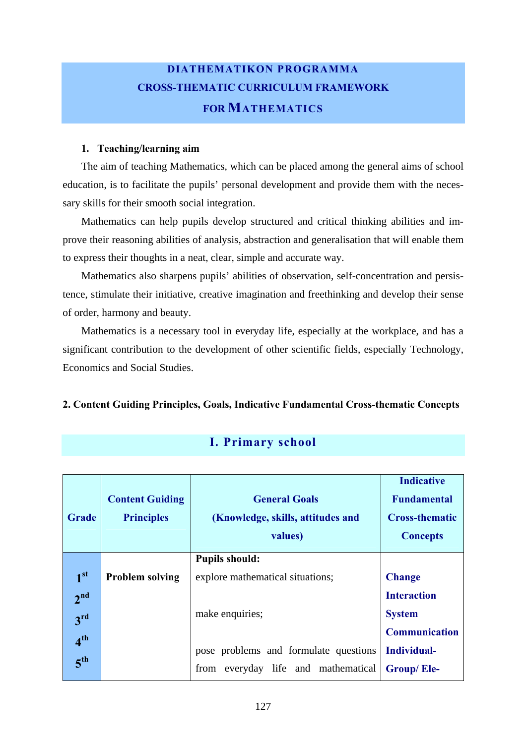# DIATHEMATIKON PROGRAMMA
# CROSS-THEMATIC CURRICULUM FRAMEWORK
# FOR MATHEMATICS

## 1. Teaching/learning aim

The aim of teaching Mathematics, which can be placed among the general aims of school education, is to facilitate the pupils' personal development and provide them with the necessary skills for their smooth social integration.

Mathematics can help pupils develop structured and critical thinking abilities and improve their reasoning abilities of analysis, abstraction and generalisation that will enable them to express their thoughts in a neat, clear, simple and accurate way.

Mathematics also sharpens pupils' abilities of observation, self-concentration and persistence, stimulate their initiative, creative imagination and freethinking and develop their sense of order, harmony and beauty.

Mathematics is a necessary tool in everyday life, especially at the workplace, and has a significant contribution to the development of other scientific fields, especially Technology, Economics and Social Studies.

## 2. Content Guiding Principles, Goals, Indicative Fundamental Cross-thematic Concepts

## I. Primary school

| Grade | Content Guiding Principles | General Goals (Knowledge, skills, attitudes and values) | Indicative Fundamental Cross-thematic Concepts |
|---|---|---|---|
| 1st<br>2nd<br>3rd<br>4th<br>5th | **Problem solving** | **Pupils should:**<br>explore mathematical situations;<br><br>make enquiries;<br><br>pose problems and formulate questions from everyday life and mathematical | **Change**<br>**Interaction**<br>**System**<br>**Communication**<br>**Individual-Group/ Ele-** |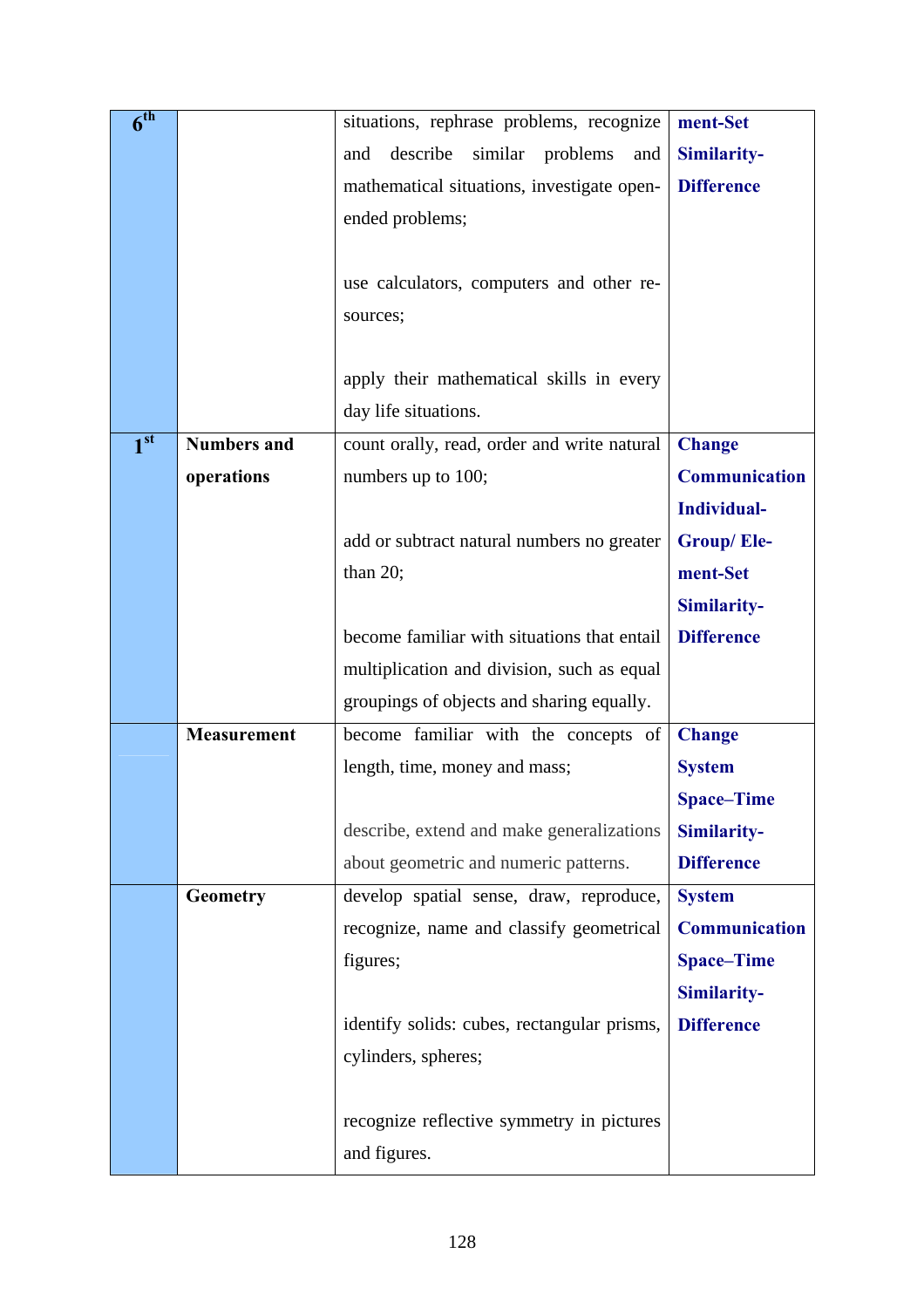| | | | |
|---|---|---|---|
| 6th | | situations, rephrase problems, recognize and describe similar problems and mathematical situations, investigate open-ended problems;<br><br>use calculators, computers and other resources;<br><br>apply their mathematical skills in every day life situations. | **ment-Set Similarity-Difference** |
| 1st | **Numbers and operations** | count orally, read, order and write natural numbers up to 100;<br><br>add or subtract natural numbers no greater than 20;<br><br>become familiar with situations that entail multiplication and division, such as equal groupings of objects and sharing equally. | **Change Communication Individual-Group/ Element-Set Similarity-Difference** |
| | **Measurement** | become familiar with the concepts of length, time, money and mass;<br><br>describe, extend and make generalizations about geometric and numeric patterns. | **Change System Space–Time Similarity-Difference** |
| | **Geometry** | develop spatial sense, draw, reproduce, recognize, name and classify geometrical figures;<br><br>identify solids: cubes, rectangular prisms, cylinders, spheres;<br><br>recognize reflective symmetry in pictures and figures. | **System Communication Space–Time Similarity-Difference** |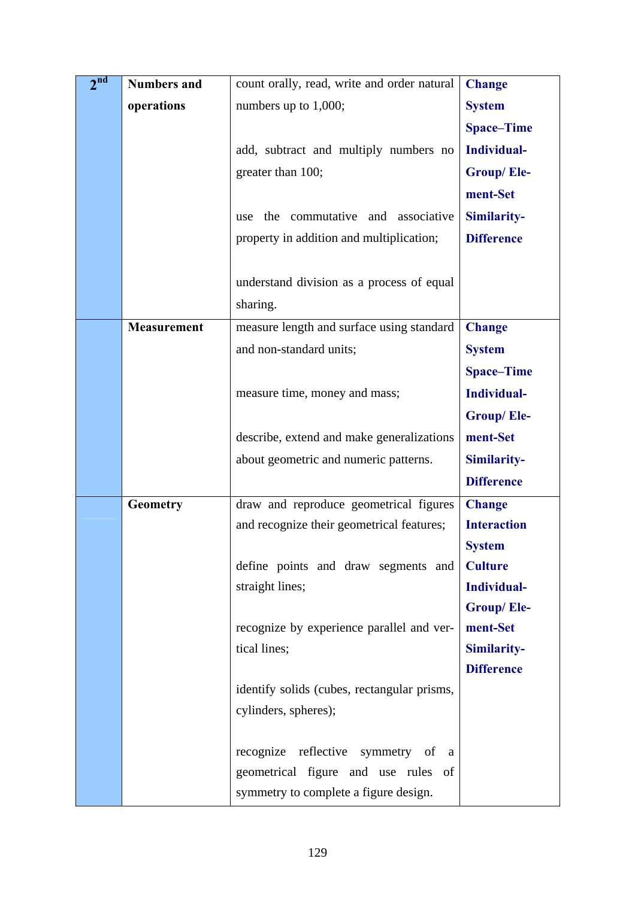| | | | |
|---|---|---|---|
| 2nd | **Numbers and operations** | count orally, read, write and order natural numbers up to 1,000;<br><br>add, subtract and multiply numbers no greater than 100;<br><br>use the commutative and associative property in addition and multiplication;<br><br>understand division as a process of equal sharing. | **Change**<br>**System**<br>**Space–Time**<br>**Individual-Group/ Element-Set**<br>**Similarity-Difference** |
| | **Measurement** | measure length and surface using standard and non-standard units;<br><br>measure time, money and mass;<br><br>describe, extend and make generalizations about geometric and numeric patterns. | **Change**<br>**System**<br>**Space–Time**<br>**Individual-Group/ Element-Set**<br>**Similarity-Difference** |
| | **Geometry** | draw and reproduce geometrical figures and recognize their geometrical features;<br><br>define points and draw segments and straight lines;<br><br>recognize by experience parallel and vertical lines;<br><br>identify solids (cubes, rectangular prisms, cylinders, spheres);<br><br>recognize reflective symmetry of a geometrical figure and use rules of symmetry to complete a figure design. | **Change**<br>**Interaction**<br>**System**<br>**Culture**<br>**Individual-Group/ Element-Set**<br>**Similarity-Difference** |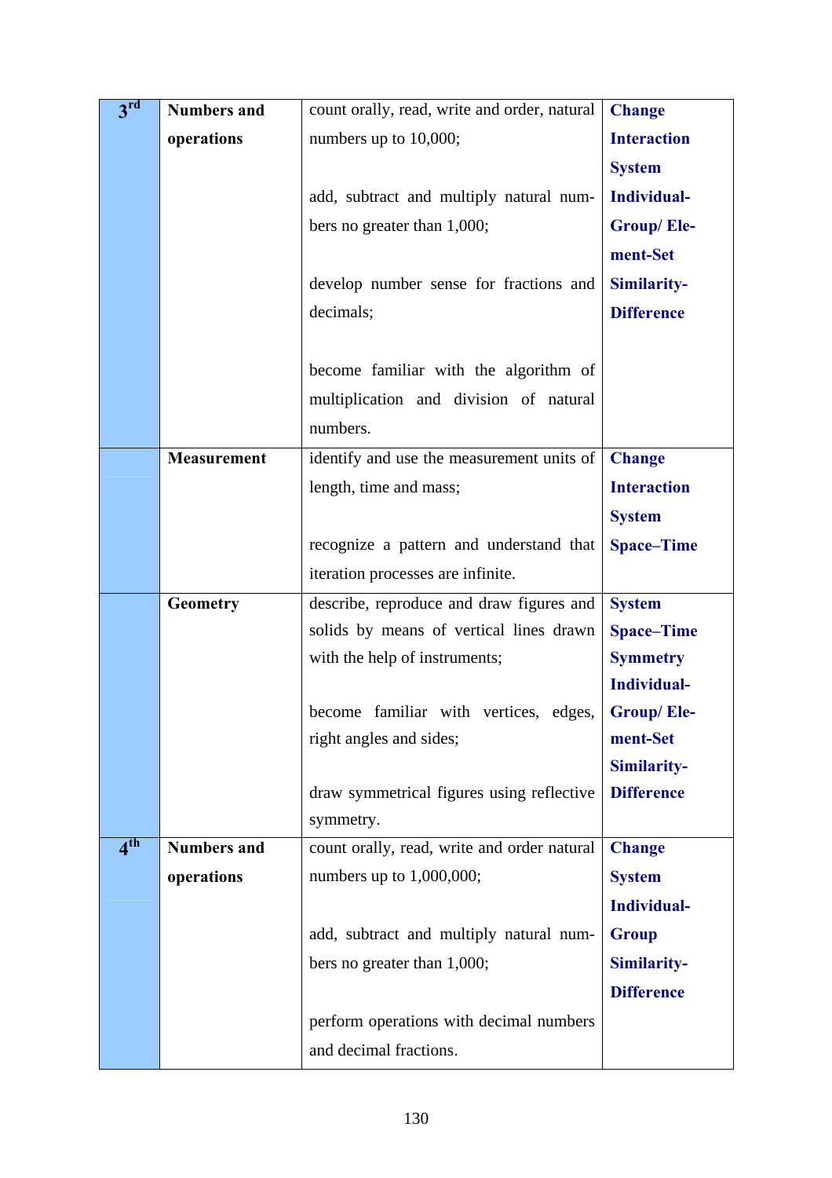| | | | |
|---|---|---|---|
| 3rd | **Numbers and operations** | count orally, read, write and order, natural numbers up to 10,000;<br><br>add, subtract and multiply natural numbers no greater than 1,000;<br><br>develop number sense for fractions and decimals;<br><br>become familiar with the algorithm of multiplication and division of natural numbers. | **Change**<br>**Interaction**<br>**System**<br>**Individual-Group/ Element-Set**<br>**Similarity-Difference** |
| | **Measurement** | identify and use the measurement units of length, time and mass;<br><br>recognize a pattern and understand that iteration processes are infinite. | **Change**<br>**Interaction**<br>**System**<br>**Space–Time** |
| | **Geometry** | describe, reproduce and draw figures and solids by means of vertical lines drawn with the help of instruments;<br><br>become familiar with vertices, edges, right angles and sides;<br><br>draw symmetrical figures using reflective symmetry. | **System**<br>**Space–Time**<br>**Symmetry**<br>**Individual-Group/ Element-Set**<br>**Similarity-Difference** |
| 4th | **Numbers and operations** | count orally, read, write and order natural numbers up to 1,000,000;<br><br>add, subtract and multiply natural numbers no greater than 1,000;<br><br>perform operations with decimal numbers and decimal fractions. | **Change**<br>**System**<br>**Individual-Group**<br>**Similarity-Difference** |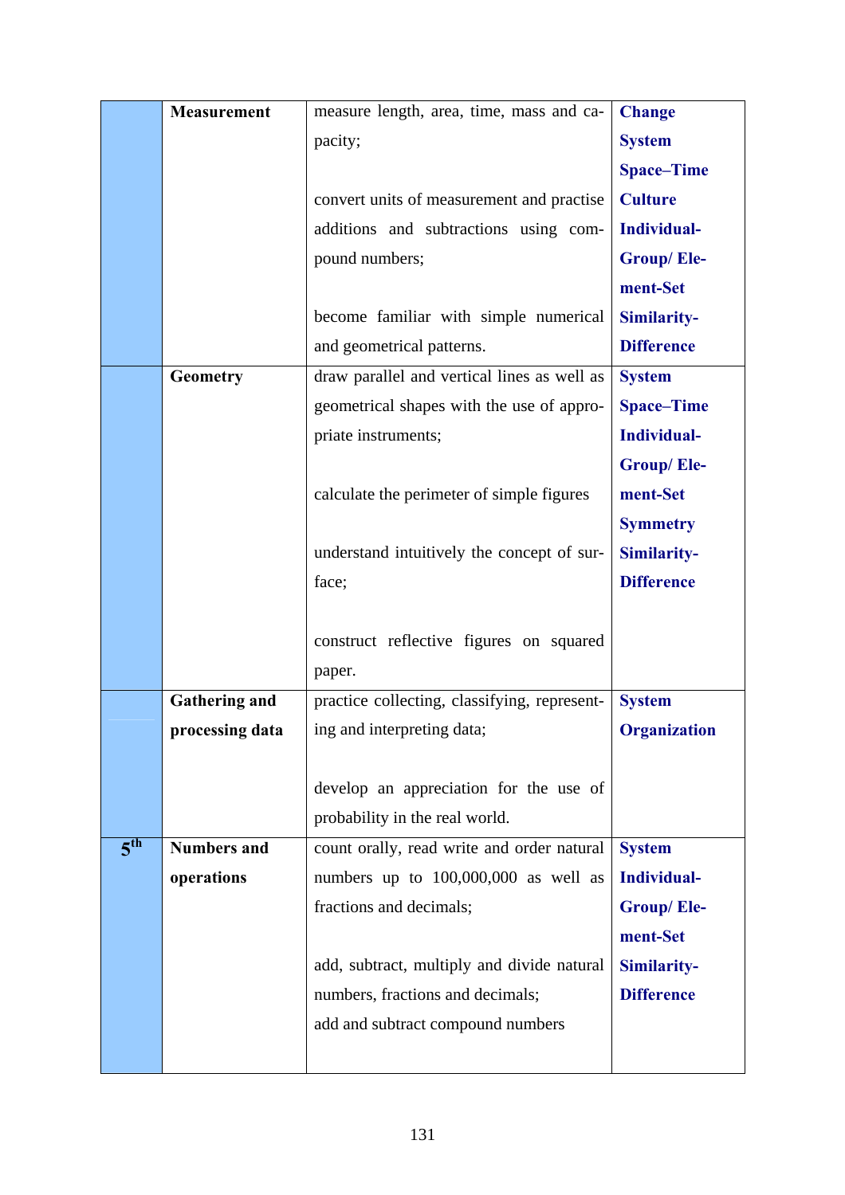| | | | |
|---|---|---|---|
| | **Measurement** | measure length, area, time, mass and capacity;<br><br>convert units of measurement and practise additions and subtractions using compound numbers;<br><br>become familiar with simple numerical and geometrical patterns. | **Change**<br>**System**<br>**Space–Time**<br>**Culture**<br>**Individual-Group/ Element-Set**<br>**Similarity-Difference** |
| | **Geometry** | draw parallel and vertical lines as well as geometrical shapes with the use of appropriate instruments;<br><br>calculate the perimeter of simple figures<br><br>understand intuitively the concept of surface;<br><br>construct reflective figures on squared paper. | **System**<br>**Space–Time**<br>**Individual-Group/ Element-Set**<br>**Symmetry**<br>**Similarity-Difference** |
| | **Gathering and processing data** | practice collecting, classifying, representing and interpreting data;<br><br>develop an appreciation for the use of probability in the real world. | **System**<br>**Organization** |
| **5$^{th}$** | **Numbers and operations** | count orally, read write and order natural numbers up to 100,000,000 as well as fractions and decimals;<br><br>add, subtract, multiply and divide natural numbers, fractions and decimals;<br>add and subtract compound numbers | **System**<br>**Individual-Group/ Element-Set**<br>**Similarity-Difference** |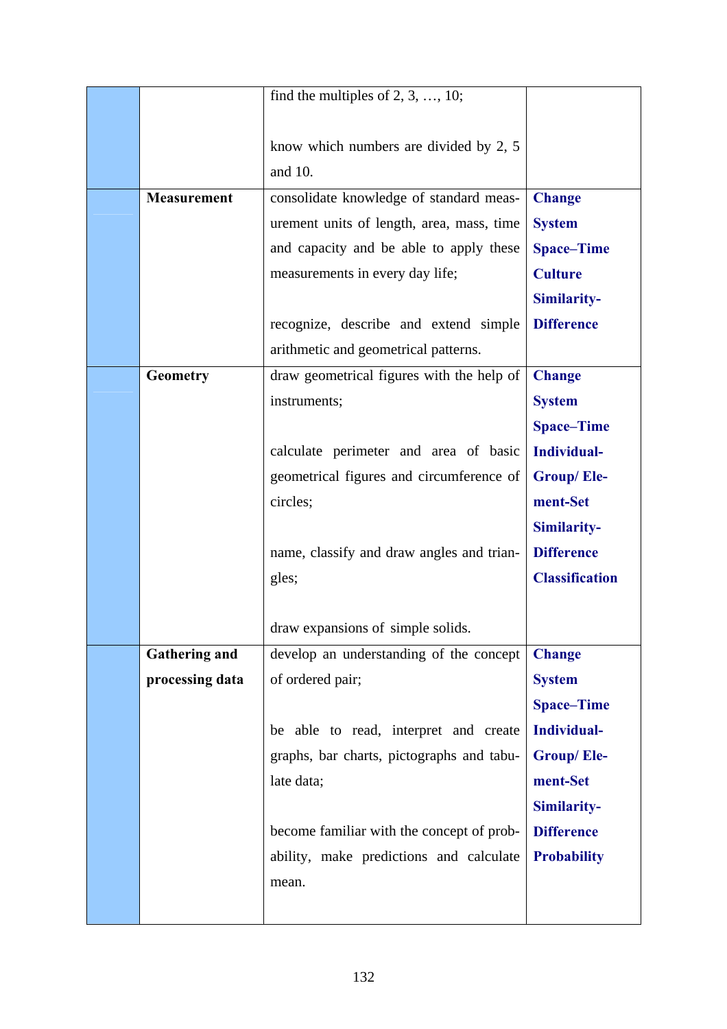| | | | |
|---|---|---|---|
| | | find the multiples of 2, 3, …, 10;<br><br>know which numbers are divided by 2, 5 and 10. | |
| | **Measurement** | consolidate knowledge of standard measurement units of length, area, mass, time and capacity and be able to apply these measurements in every day life;<br><br>recognize, describe and extend simple arithmetic and geometrical patterns. | **Change**<br>**System**<br>**Space–Time**<br>**Culture**<br>**Similarity-Difference** |
| | **Geometry** | draw geometrical figures with the help of instruments;<br><br>calculate perimeter and area of basic geometrical figures and circumference of circles;<br><br>name, classify and draw angles and triangles;<br><br>draw expansions of simple solids. | **Change**<br>**System**<br>**Space–Time**<br>**Individual-Group/ Element-Set**<br>**Similarity-Difference**<br>**Classification** |
| | **Gathering and processing data** | develop an understanding of the concept of ordered pair;<br><br>be able to read, interpret and create graphs, bar charts, pictographs and tabulate data;<br><br>become familiar with the concept of probability, make predictions and calculate mean. | **Change**<br>**System**<br>**Space–Time**<br>**Individual-Group/ Element-Set**<br>**Similarity-Difference**<br>**Probability** |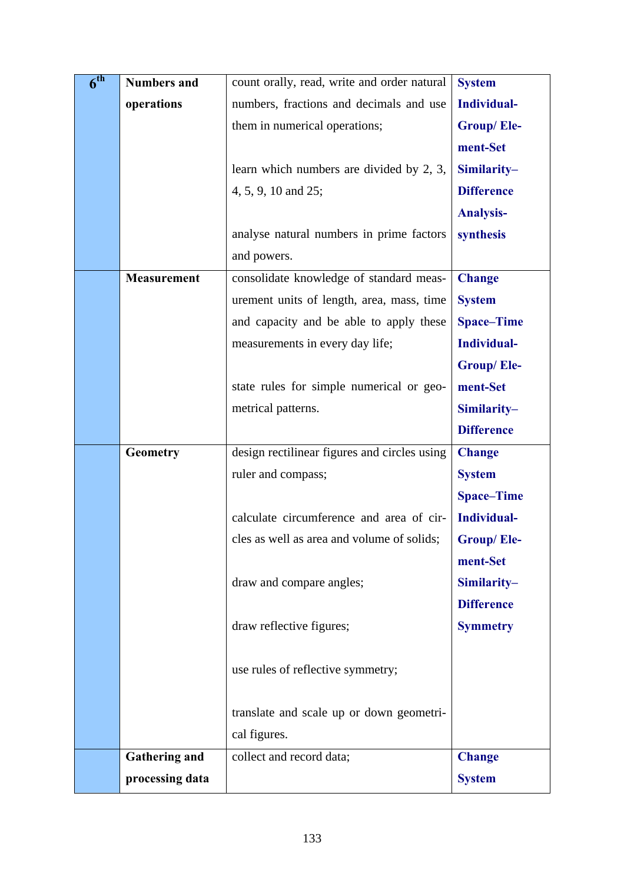| | | | |
|---|---|---|---|
| 6th | **Numbers and operations** | count orally, read, write and order natural numbers, fractions and decimals and use them in numerical operations;<br><br>learn which numbers are divided by 2, 3, 4, 5, 9, 10 and 25;<br><br>analyse natural numbers in prime factors and powers. | **System**<br>**Individual-Group/ Element-Set**<br>**Similarity–Difference**<br>**Analysis-synthesis** |
| | **Measurement** | consolidate knowledge of standard measurement units of length, area, mass, time and capacity and be able to apply these measurements in every day life;<br><br>state rules for simple numerical or geometrical patterns. | **Change**<br>**System**<br>**Space–Time**<br>**Individual-Group/ Element-Set**<br>**Similarity–Difference** |
| | **Geometry** | design rectilinear figures and circles using ruler and compass;<br><br>calculate circumference and area of circles as well as area and volume of solids;<br><br>draw and compare angles;<br><br>draw reflective figures;<br><br>use rules of reflective symmetry;<br><br>translate and scale up or down geometrical figures. | **Change**<br>**System**<br>**Space–Time**<br>**Individual-Group/ Element-Set**<br>**Similarity–Difference**<br>**Symmetry** |
| | **Gathering and processing data** | collect and record data; | **Change**<br>**System** |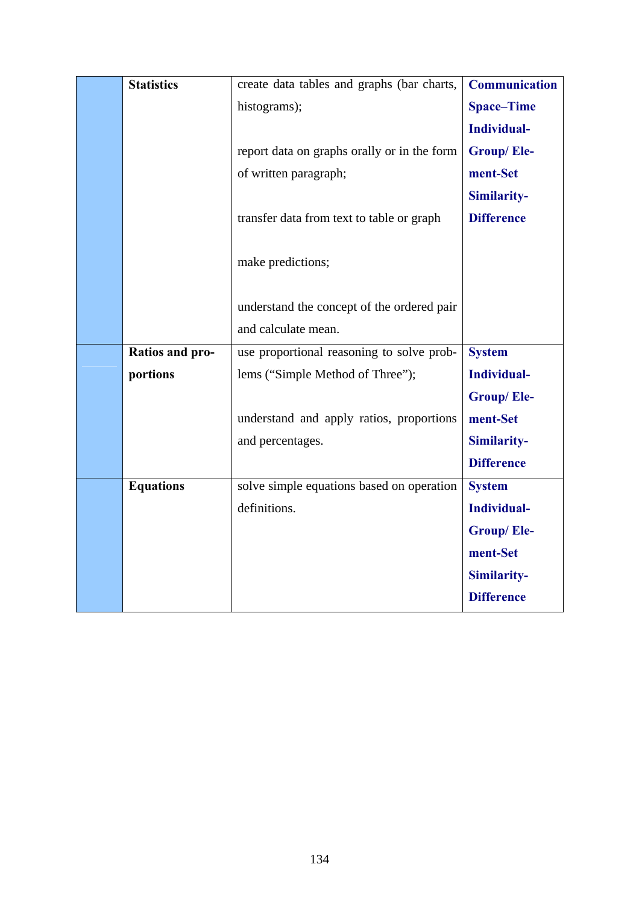| | | | |
|---|---|---|---|
| | **Statistics** | create data tables and graphs (bar charts, histograms);<br><br>report data on graphs orally or in the form of written paragraph;<br><br>transfer data from text to table or graph<br><br>make predictions;<br><br>understand the concept of the ordered pair and calculate mean. | **Communication**<br>**Space–Time**<br>**Individual-Group/ Element-Set**<br>**Similarity-Difference** |
| | **Ratios and proportions** | use proportional reasoning to solve problems (“Simple Method of Three”);<br><br>understand and apply ratios, proportions and percentages. | **System**<br>**Individual-Group/ Element-Set**<br>**Similarity-Difference** |
| | **Equations** | solve simple equations based on operation definitions. | **System**<br>**Individual-Group/ Element-Set**<br>**Similarity-Difference** |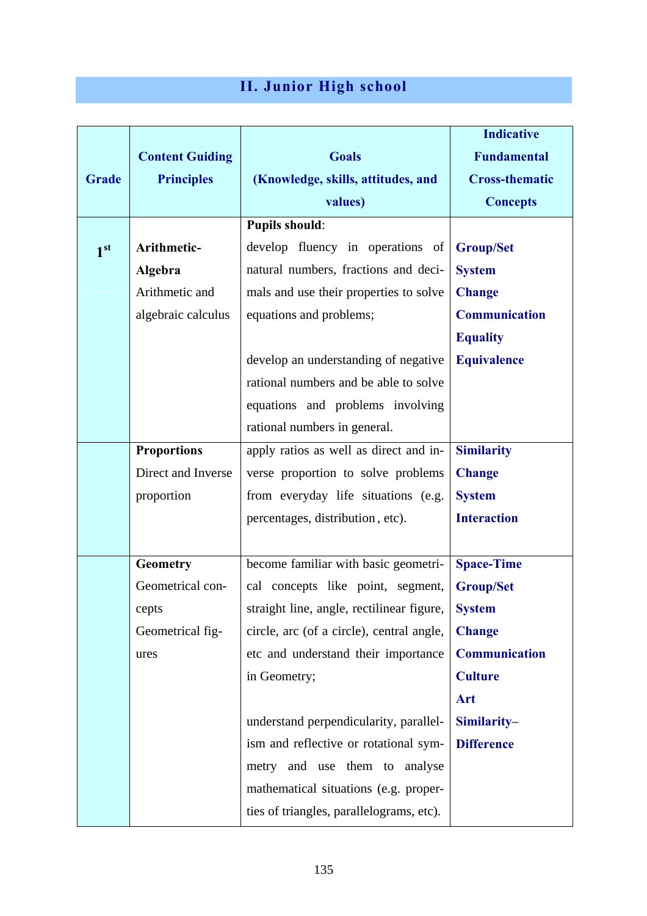## II. Junior High school

| Grade | Content Guiding Principles | Goals (Knowledge, skills, attitudes, and values) | Indicative Fundamental Cross-thematic Concepts |
|---|---|---|---|
| 1st | **Arithmetic-Algebra** Arithmetic and algebraic calculus | **Pupils should**: develop fluency in operations of natural numbers, fractions and decimals and use their properties to solve equations and problems; <br><br> develop an understanding of negative rational numbers and be able to solve equations and problems involving rational numbers in general. | **Group/Set** **System** **Change** **Communication** **Equality** **Equivalence** |
| | **Proportions** Direct and Inverse proportion | apply ratios as well as direct and inverse proportion to solve problems from everyday life situations (e.g. percentages, distribution, etc). | **Similarity** **Change** **System** **Interaction** |
| | **Geometry** Geometrical concepts Geometrical figures | become familiar with basic geometrical concepts like point, segment, straight line, angle, rectilinear figure, circle, arc (of a circle), central angle, etc and understand their importance in Geometry; <br><br> understand perpendicularity, parallelism and reflective or rotational symmetry and use them to analyse mathematical situations (e.g. properties of triangles, parallelograms, etc). | **Space-Time** **Group/Set** **System** **Change** **Communication** **Culture** **Art** **Similarity–Difference** |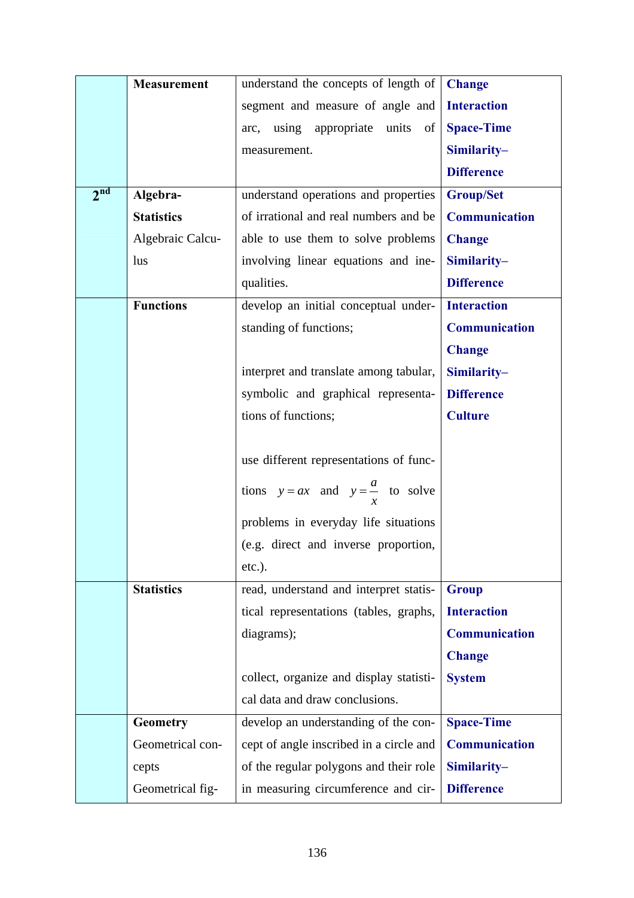| | | | |
|---|---|---|---|
| | **Measurement** | understand the concepts of length of segment and measure of angle and arc, using appropriate units of measurement. | **Change** **Interaction** **Space-Time** **Similarity–Difference** |
| 2nd | **Algebra-Statistics** Algebraic Calculus | understand operations and properties of irrational and real numbers and be able to use them to solve problems involving linear equations and inequalities. | **Group/Set** **Communication** **Change** **Similarity–Difference** |
| | **Functions** | develop an initial conceptual understanding of functions;<br><br>interpret and translate among tabular, symbolic and graphical representations of functions;<br><br>use different representations of functions $y = ax$ and $y = \frac{a}{x}$ to solve problems in everyday life situations (e.g. direct and inverse proportion, etc.). | **Interaction** **Communication** **Change** **Similarity–Difference** **Culture** |
| | **Statistics** | read, understand and interpret statistical representations (tables, graphs, diagrams);<br><br>collect, organize and display statistical data and draw conclusions. | **Group** **Interaction** **Communication** **Change** **System** |
| | **Geometry** Geometrical concepts Geometrical fig- | develop an understanding of the concept of angle inscribed in a circle and of the regular polygons and their role in measuring circumference and cir- | **Space-Time** **Communication** **Similarity–Difference** |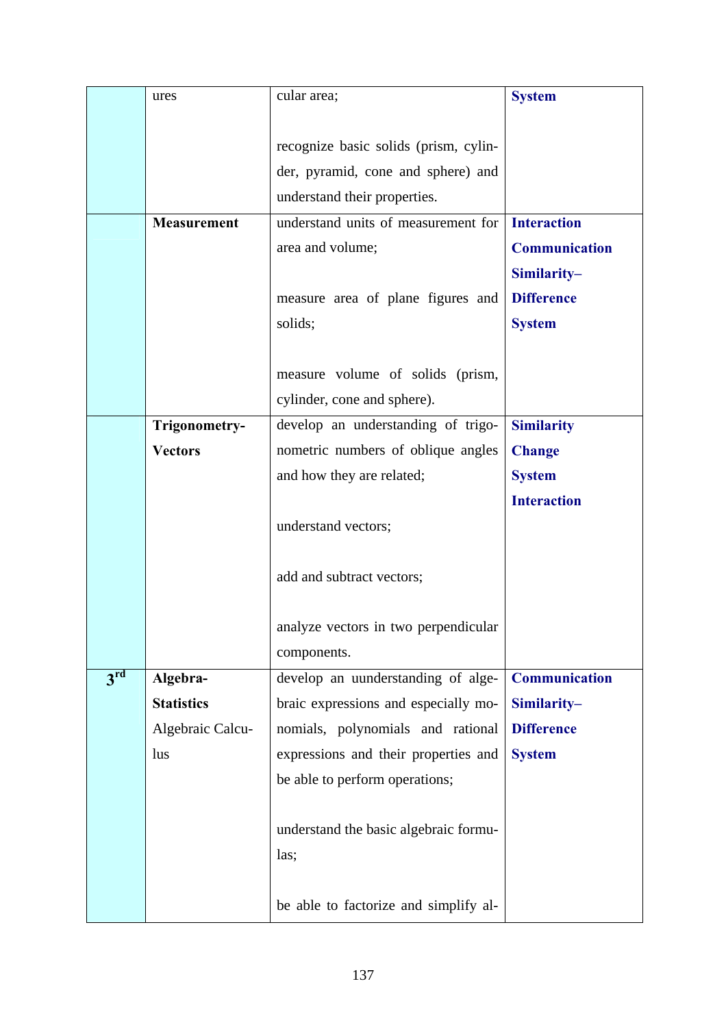| | | | |
|---|---|---|---|
| | ures | cular area;<br><br>recognize basic solids (prism, cylinder, pyramid, cone and sphere) and understand their properties. | **System** |
| | **Measurement** | understand units of measurement for area and volume;<br><br>measure area of plane figures and solids;<br><br>measure volume of solids (prism, cylinder, cone and sphere). | **Interaction**<br>**Communication**<br>**Similarity–Difference**<br>**System** |
| | **Trigonometry-Vectors** | develop an understanding of trigonometric numbers of oblique angles and how they are related;<br><br>understand vectors;<br><br>add and subtract vectors;<br><br>analyze vectors in two perpendicular components. | **Similarity**<br>**Change**<br>**System**<br>**Interaction** |
| **3rd** | **Algebra-Statistics**<br>Algebraic Calculus | develop an uunderstanding of algebraic expressions and especially monomials, polynomials and rational expressions and their properties and be able to perform operations;<br><br>understand the basic algebraic formulas;<br><br>be able to factorize and simplify al- | **Communication**<br>**Similarity–Difference**<br>**System** |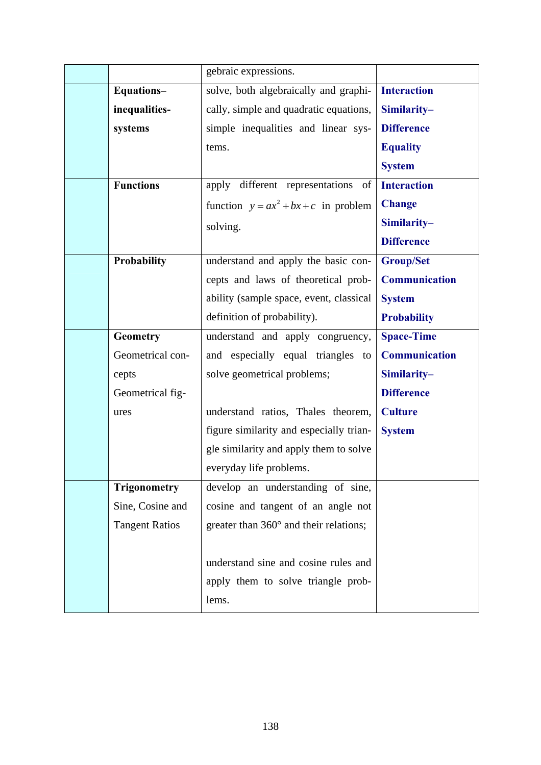| | | | |
|---|---|---|---|
| | | gebraic expressions. | |
| | **Equations–inequalities-systems** | solve, both algebraically and graphically, simple and quadratic equations, simple inequalities and linear systems. | **Interaction**<br>**Similarity–Difference**<br>**Equality**<br>**System** |
| | **Functions** | apply different representations of function $y = ax^2 + bx + c$ in problem solving. | **Interaction**<br>**Change**<br>**Similarity–Difference** |
| | **Probability** | understand and apply the basic concepts and laws of theoretical probability (sample space, event, classical definition of probability). | **Group/Set**<br>**Communication**<br>**System**<br>**Probability** |
| | **Geometry**<br>Geometrical concepts<br>Geometrical figures | understand and apply congruency, and especially equal triangles to solve geometrical problems;<br><br>understand ratios, Thales theorem, figure similarity and especially triangle similarity and apply them to solve everyday life problems. | **Space-Time**<br>**Communication**<br>**Similarity–Difference**<br>**Culture**<br>**System** |
| | **Trigonometry**<br>Sine, Cosine and Tangent Ratios | develop an understanding of sine, cosine and tangent of an angle not greater than 360° and their relations;<br><br>understand sine and cosine rules and apply them to solve triangle problems. | |